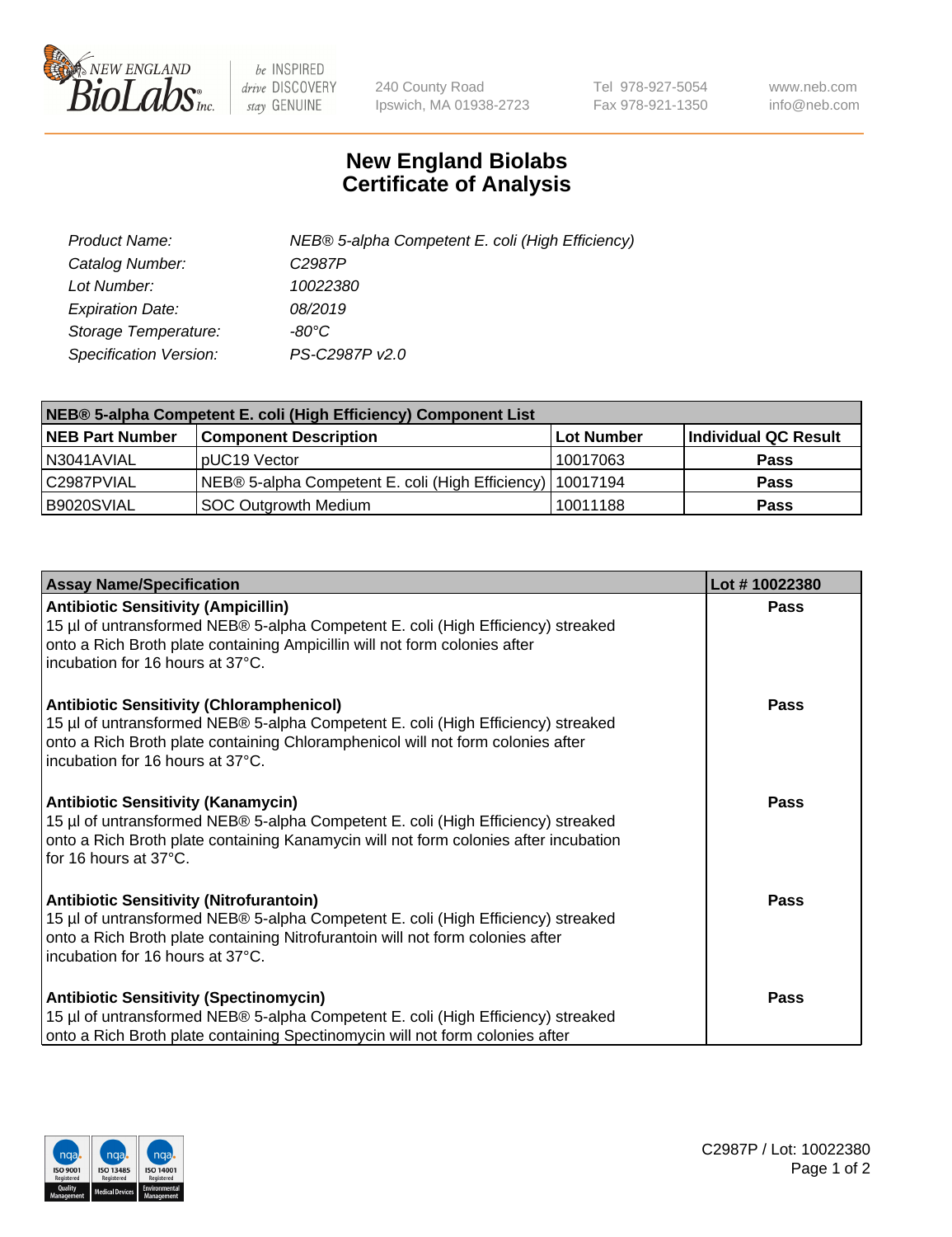New England Biolabs Inc. — be INSPIRED drive DISCOVERY stay GENUINE

240 County Road
Ipswich, MA 01938-2723

Tel 978-927-5054
Fax 978-921-1350

www.neb.com
info@neb.com

# New England Biolabs Certificate of Analysis

| | |
|---|---|
| *Product Name:* | *NEB® 5-alpha Competent E. coli (High Efficiency)* |
| *Catalog Number:* | *C2987P* |
| *Lot Number:* | *10022380* |
| *Expiration Date:* | *08/2019* |
| *Storage Temperature:* | *-80°C* |
| *Specification Version:* | *PS-C2987P v2.0* |

**NEB® 5-alpha Competent E. coli (High Efficiency) Component List**

| NEB Part Number | Component Description | Lot Number | Individual QC Result |
|---|---|---|---|
| N3041AVIAL | pUC19 Vector | 10017063 | **Pass** |
| C2987PVIAL | NEB® 5-alpha Competent E. coli (High Efficiency) | 10017194 | **Pass** |
| B9020SVIAL | SOC Outgrowth Medium | 10011188 | **Pass** |

| Assay Name/Specification | Lot # 10022380 |
|---|---|
| **Antibiotic Sensitivity (Ampicillin)**<br>15 µl of untransformed NEB® 5-alpha Competent E. coli (High Efficiency) streaked onto a Rich Broth plate containing Ampicillin will not form colonies after incubation for 16 hours at 37°C. | **Pass** |
| **Antibiotic Sensitivity (Chloramphenicol)**<br>15 µl of untransformed NEB® 5-alpha Competent E. coli (High Efficiency) streaked onto a Rich Broth plate containing Chloramphenicol will not form colonies after incubation for 16 hours at 37°C. | **Pass** |
| **Antibiotic Sensitivity (Kanamycin)**<br>15 µl of untransformed NEB® 5-alpha Competent E. coli (High Efficiency) streaked onto a Rich Broth plate containing Kanamycin will not form colonies after incubation for 16 hours at 37°C. | **Pass** |
| **Antibiotic Sensitivity (Nitrofurantoin)**<br>15 µl of untransformed NEB® 5-alpha Competent E. coli (High Efficiency) streaked onto a Rich Broth plate containing Nitrofurantoin will not form colonies after incubation for 16 hours at 37°C. | **Pass** |
| **Antibiotic Sensitivity (Spectinomycin)**<br>15 µl of untransformed NEB® 5-alpha Competent E. coli (High Efficiency) streaked onto a Rich Broth plate containing Spectinomycin will not form colonies after | **Pass** |

C2987P / Lot: 10022380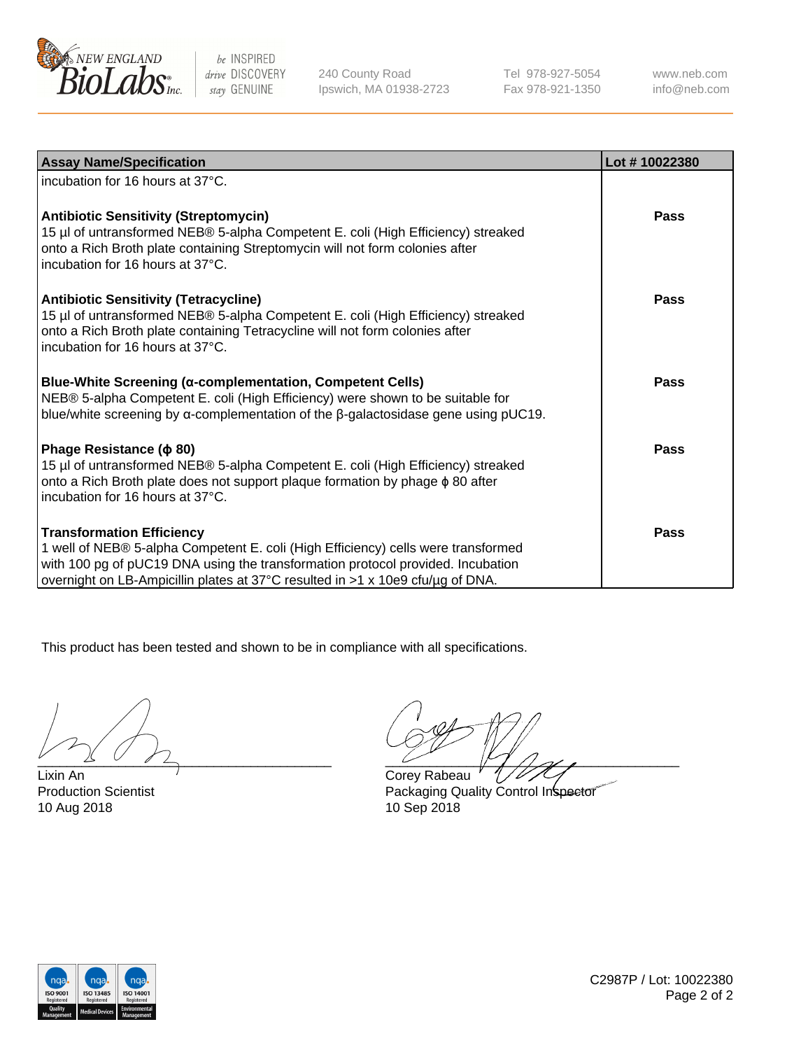| Assay Name/Specification | Lot # 10022380 |
| --- | --- |
| incubation for 16 hours at 37°C. | |
| **Antibiotic Sensitivity (Streptomycin)**<br>15 µl of untransformed NEB® 5-alpha Competent E. coli (High Efficiency) streaked onto a Rich Broth plate containing Streptomycin will not form colonies after incubation for 16 hours at 37°C. | Pass |
| **Antibiotic Sensitivity (Tetracycline)**<br>15 µl of untransformed NEB® 5-alpha Competent E. coli (High Efficiency) streaked onto a Rich Broth plate containing Tetracycline will not form colonies after incubation for 16 hours at 37°C. | Pass |
| **Blue-White Screening (α-complementation, Competent Cells)**<br>NEB® 5-alpha Competent E. coli (High Efficiency) were shown to be suitable for blue/white screening by α-complementation of the β-galactosidase gene using pUC19. | Pass |
| **Phage Resistance (ϕ 80)**<br>15 µl of untransformed NEB® 5-alpha Competent E. coli (High Efficiency) streaked onto a Rich Broth plate does not support plaque formation by phage ϕ 80 after incubation for 16 hours at 37°C. | Pass |
| **Transformation Efficiency**<br>1 well of NEB® 5-alpha Competent E. coli (High Efficiency) cells were transformed with 100 pg of pUC19 DNA using the transformation protocol provided. Incubation overnight on LB-Ampicillin plates at 37°C resulted in >1 x 10e9 cfu/µg of DNA. | Pass |

This product has been tested and shown to be in compliance with all specifications.

Lixin An
Production Scientist
10 Aug 2018

Corey Rabeau
Packaging Quality Control Inspector
10 Sep 2018

C2987P / Lot: 10022380